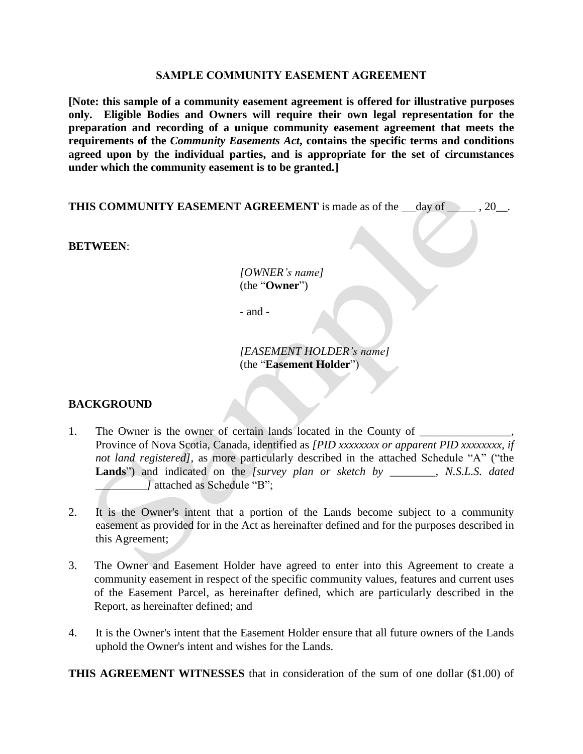# SAMPLE COMMUNITY EASEMENT AGREEMENT

**[Note: this sample of a community easement agreement is offered for illustrative purposes only. Eligible Bodies and Owners will require their own legal representation for the preparation and recording of a unique community easement agreement that meets the requirements of the *Community Easements Act*, contains the specific terms and conditions agreed upon by the individual parties, and is appropriate for the set of circumstances under which the community easement is to be granted.]**

**THIS COMMUNITY EASEMENT AGREEMENT** is made as of the \_\_day of \_\_\_\_\_ , 20\_\_.

**BETWEEN**:

*[OWNER's name]*
(the "**Owner**")

\- and -

*[EASEMENT HOLDER's name]*
(the "**Easement Holder**")

## BACKGROUND

1. The Owner is the owner of certain lands located in the County of \_\_\_\_\_\_\_\_\_\_\_\_\_\_\_\_, Province of Nova Scotia, Canada, identified as *[PID xxxxxxxx or apparent PID xxxxxxxx, if not land registered]*, as more particularly described in the attached Schedule "A" ("the **Lands**") and indicated on the *[survey plan or sketch by \_\_\_\_\_\_\_\_, N.S.L.S. dated \_\_\_\_\_\_\_\_\_]* attached as Schedule "B";

2. It is the Owner's intent that a portion of the Lands become subject to a community easement as provided for in the Act as hereinafter defined and for the purposes described in this Agreement;

3. The Owner and Easement Holder have agreed to enter into this Agreement to create a community easement in respect of the specific community values, features and current uses of the Easement Parcel, as hereinafter defined, which are particularly described in the Report, as hereinafter defined; and

4. It is the Owner's intent that the Easement Holder ensure that all future owners of the Lands uphold the Owner's intent and wishes for the Lands.

**THIS AGREEMENT WITNESSES** that in consideration of the sum of one dollar ($1.00) of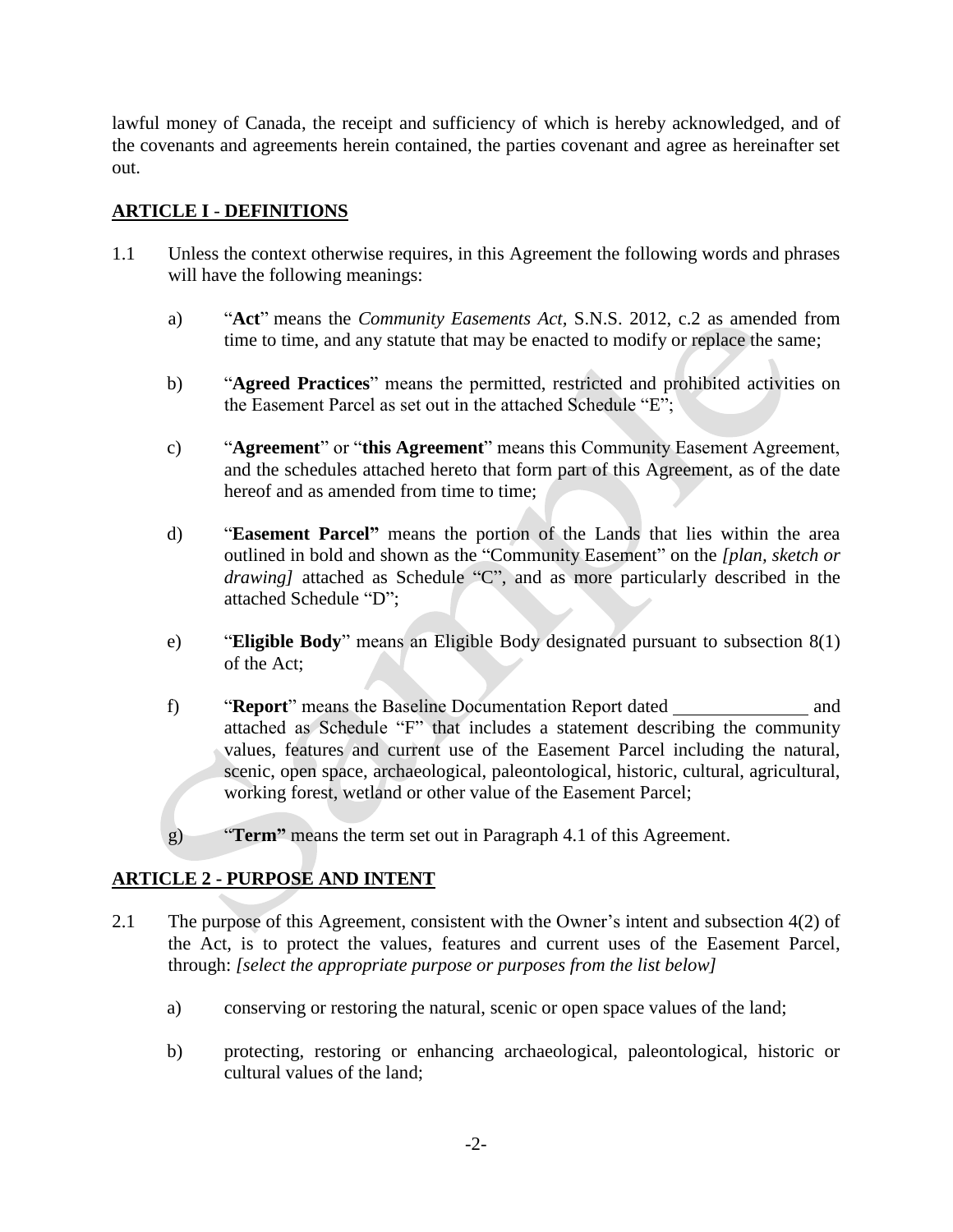lawful money of Canada, the receipt and sufficiency of which is hereby acknowledged, and of the covenants and agreements herein contained, the parties covenant and agree as hereinafter set out.

## ARTICLE I - DEFINITIONS

1.1 Unless the context otherwise requires, in this Agreement the following words and phrases will have the following meanings:

a) "**Act**" means the *Community Easements Act*, S.N.S. 2012, c.2 as amended from time to time, and any statute that may be enacted to modify or replace the same;

b) "**Agreed Practices**" means the permitted, restricted and prohibited activities on the Easement Parcel as set out in the attached Schedule "E";

c) "**Agreement**" or "**this Agreement**" means this Community Easement Agreement, and the schedules attached hereto that form part of this Agreement, as of the date hereof and as amended from time to time;

d) "**Easement Parcel"** means the portion of the Lands that lies within the area outlined in bold and shown as the "Community Easement" on the *[plan, sketch or drawing]* attached as Schedule "C", and as more particularly described in the attached Schedule "D";

e) "**Eligible Body**" means an Eligible Body designated pursuant to subsection 8(1) of the Act;

f) "**Report**" means the Baseline Documentation Report dated ______________ and attached as Schedule "F" that includes a statement describing the community values, features and current use of the Easement Parcel including the natural, scenic, open space, archaeological, paleontological, historic, cultural, agricultural, working forest, wetland or other value of the Easement Parcel;

g) "**Term"** means the term set out in Paragraph 4.1 of this Agreement.

## ARTICLE 2 - PURPOSE AND INTENT

2.1 The purpose of this Agreement, consistent with the Owner's intent and subsection 4(2) of the Act, is to protect the values, features and current uses of the Easement Parcel, through: *[select the appropriate purpose or purposes from the list below]*

a) conserving or restoring the natural, scenic or open space values of the land;

b) protecting, restoring or enhancing archaeological, paleontological, historic or cultural values of the land;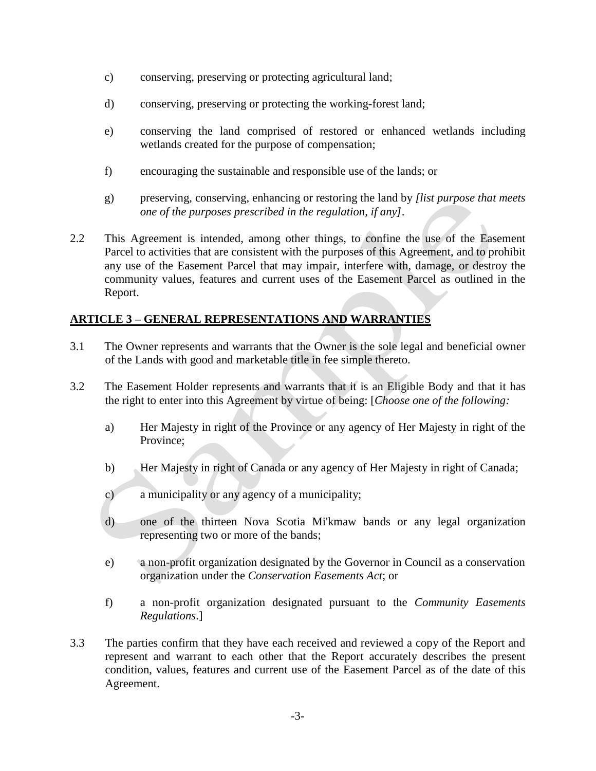c) conserving, preserving or protecting agricultural land;

d) conserving, preserving or protecting the working-forest land;

e) conserving the land comprised of restored or enhanced wetlands including wetlands created for the purpose of compensation;

f) encouraging the sustainable and responsible use of the lands; or

g) preserving, conserving, enhancing or restoring the land by *[list purpose that meets one of the purposes prescribed in the regulation, if any]*.

2.2 This Agreement is intended, among other things, to confine the use of the Easement Parcel to activities that are consistent with the purposes of this Agreement, and to prohibit any use of the Easement Parcel that may impair, interfere with, damage, or destroy the community values, features and current uses of the Easement Parcel as outlined in the Report.

## ARTICLE 3 – GENERAL REPRESENTATIONS AND WARRANTIES

3.1 The Owner represents and warrants that the Owner is the sole legal and beneficial owner of the Lands with good and marketable title in fee simple thereto.

3.2 The Easement Holder represents and warrants that it is an Eligible Body and that it has the right to enter into this Agreement by virtue of being: [*Choose one of the following:*

a) Her Majesty in right of the Province or any agency of Her Majesty in right of the Province;

b) Her Majesty in right of Canada or any agency of Her Majesty in right of Canada;

c) a municipality or any agency of a municipality;

d) one of the thirteen Nova Scotia Mi'kmaw bands or any legal organization representing two or more of the bands;

e) a non-profit organization designated by the Governor in Council as a conservation organization under the *Conservation Easements Act*; or

f) a non-profit organization designated pursuant to the *Community Easements Regulations*.]

3.3 The parties confirm that they have each received and reviewed a copy of the Report and represent and warrant to each other that the Report accurately describes the present condition, values, features and current use of the Easement Parcel as of the date of this Agreement.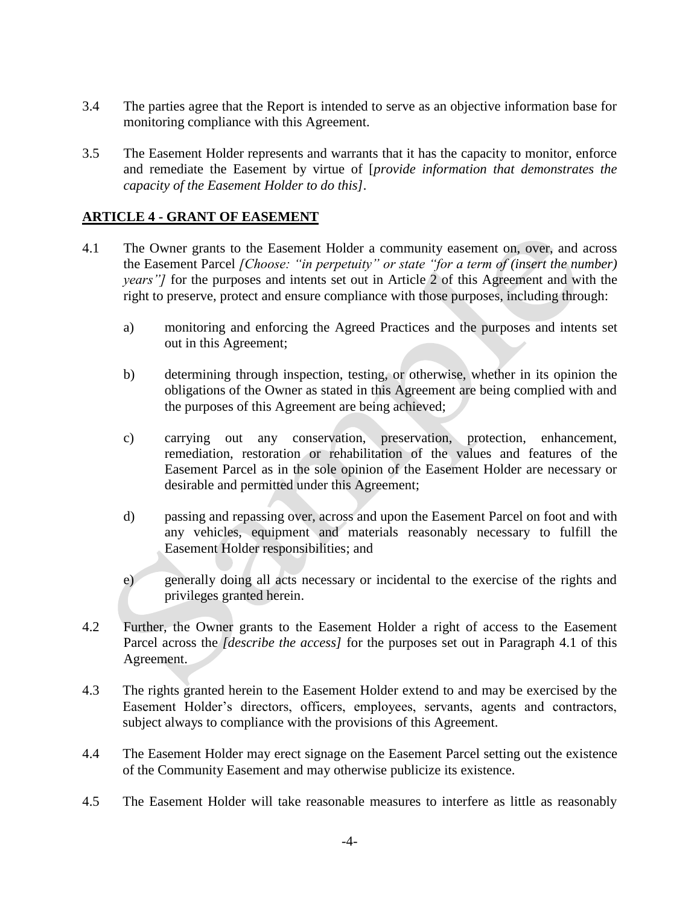3.4 The parties agree that the Report is intended to serve as an objective information base for monitoring compliance with this Agreement.

3.5 The Easement Holder represents and warrants that it has the capacity to monitor, enforce and remediate the Easement by virtue of [*provide information that demonstrates the capacity of the Easement Holder to do this]*.

## ARTICLE 4 - GRANT OF EASEMENT

4.1 The Owner grants to the Easement Holder a community easement on, over, and across the Easement Parcel *[Choose: "in perpetuity" or state "for a term of (insert the number) years"]* for the purposes and intents set out in Article 2 of this Agreement and with the right to preserve, protect and ensure compliance with those purposes, including through:

   a) monitoring and enforcing the Agreed Practices and the purposes and intents set out in this Agreement;

   b) determining through inspection, testing, or otherwise, whether in its opinion the obligations of the Owner as stated in this Agreement are being complied with and the purposes of this Agreement are being achieved;

   c) carrying out any conservation, preservation, protection, enhancement, remediation, restoration or rehabilitation of the values and features of the Easement Parcel as in the sole opinion of the Easement Holder are necessary or desirable and permitted under this Agreement;

   d) passing and repassing over, across and upon the Easement Parcel on foot and with any vehicles, equipment and materials reasonably necessary to fulfill the Easement Holder responsibilities; and

   e) generally doing all acts necessary or incidental to the exercise of the rights and privileges granted herein.

4.2 Further, the Owner grants to the Easement Holder a right of access to the Easement Parcel across the *[describe the access]* for the purposes set out in Paragraph 4.1 of this Agreement.

4.3 The rights granted herein to the Easement Holder extend to and may be exercised by the Easement Holder's directors, officers, employees, servants, agents and contractors, subject always to compliance with the provisions of this Agreement.

4.4 The Easement Holder may erect signage on the Easement Parcel setting out the existence of the Community Easement and may otherwise publicize its existence.

4.5 The Easement Holder will take reasonable measures to interfere as little as reasonably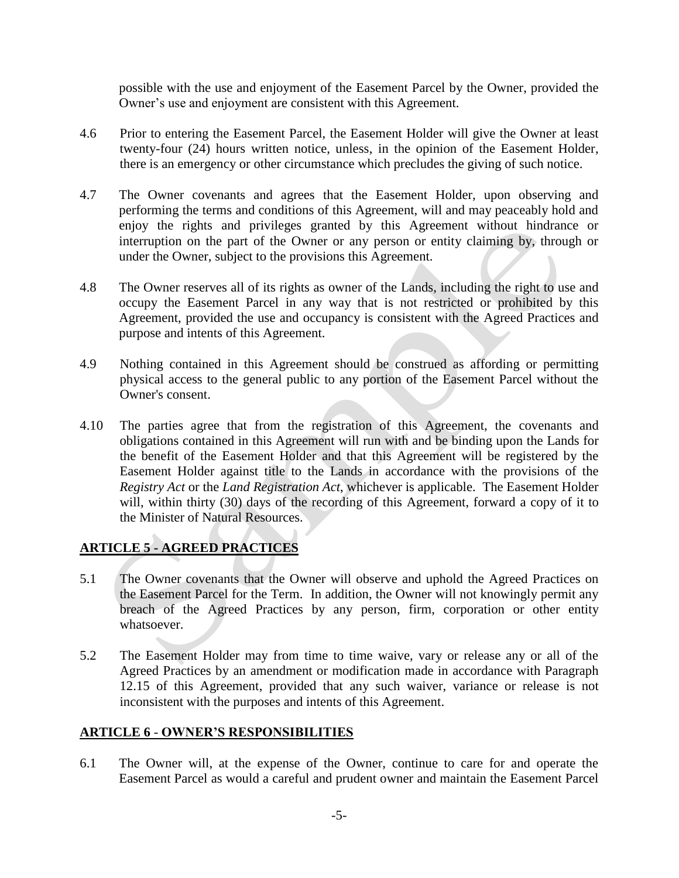possible with the use and enjoyment of the Easement Parcel by the Owner, provided the Owner's use and enjoyment are consistent with this Agreement.

4.6 Prior to entering the Easement Parcel, the Easement Holder will give the Owner at least twenty-four (24) hours written notice, unless, in the opinion of the Easement Holder, there is an emergency or other circumstance which precludes the giving of such notice.

4.7 The Owner covenants and agrees that the Easement Holder, upon observing and performing the terms and conditions of this Agreement, will and may peaceably hold and enjoy the rights and privileges granted by this Agreement without hindrance or interruption on the part of the Owner or any person or entity claiming by, through or under the Owner, subject to the provisions this Agreement.

4.8 The Owner reserves all of its rights as owner of the Lands, including the right to use and occupy the Easement Parcel in any way that is not restricted or prohibited by this Agreement, provided the use and occupancy is consistent with the Agreed Practices and purpose and intents of this Agreement.

4.9 Nothing contained in this Agreement should be construed as affording or permitting physical access to the general public to any portion of the Easement Parcel without the Owner's consent.

4.10 The parties agree that from the registration of this Agreement, the covenants and obligations contained in this Agreement will run with and be binding upon the Lands for the benefit of the Easement Holder and that this Agreement will be registered by the Easement Holder against title to the Lands in accordance with the provisions of the *Registry Act* or the *Land Registration Act*, whichever is applicable. The Easement Holder will, within thirty (30) days of the recording of this Agreement, forward a copy of it to the Minister of Natural Resources.

## ARTICLE 5 - AGREED PRACTICES

5.1 The Owner covenants that the Owner will observe and uphold the Agreed Practices on the Easement Parcel for the Term. In addition, the Owner will not knowingly permit any breach of the Agreed Practices by any person, firm, corporation or other entity whatsoever.

5.2 The Easement Holder may from time to time waive, vary or release any or all of the Agreed Practices by an amendment or modification made in accordance with Paragraph 12.15 of this Agreement, provided that any such waiver, variance or release is not inconsistent with the purposes and intents of this Agreement.

## ARTICLE 6 - OWNER'S RESPONSIBILITIES

6.1 The Owner will, at the expense of the Owner, continue to care for and operate the Easement Parcel as would a careful and prudent owner and maintain the Easement Parcel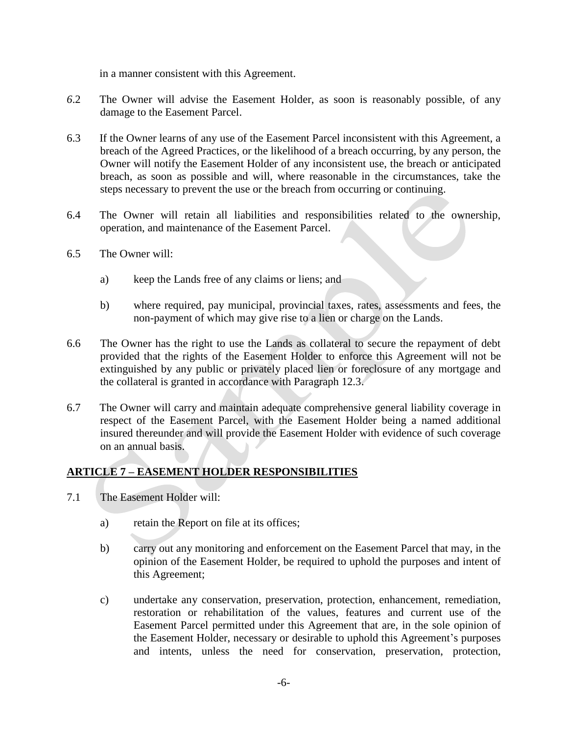in a manner consistent with this Agreement.

6.2 The Owner will advise the Easement Holder, as soon is reasonably possible, of any damage to the Easement Parcel.

6.3 If the Owner learns of any use of the Easement Parcel inconsistent with this Agreement, a breach of the Agreed Practices, or the likelihood of a breach occurring, by any person, the Owner will notify the Easement Holder of any inconsistent use, the breach or anticipated breach, as soon as possible and will, where reasonable in the circumstances, take the steps necessary to prevent the use or the breach from occurring or continuing.

6.4 The Owner will retain all liabilities and responsibilities related to the ownership, operation, and maintenance of the Easement Parcel.

6.5 The Owner will:

a) keep the Lands free of any claims or liens; and

b) where required, pay municipal, provincial taxes, rates, assessments and fees, the non-payment of which may give rise to a lien or charge on the Lands.

6.6 The Owner has the right to use the Lands as collateral to secure the repayment of debt provided that the rights of the Easement Holder to enforce this Agreement will not be extinguished by any public or privately placed lien or foreclosure of any mortgage and the collateral is granted in accordance with Paragraph 12.3.

6.7 The Owner will carry and maintain adequate comprehensive general liability coverage in respect of the Easement Parcel, with the Easement Holder being a named additional insured thereunder and will provide the Easement Holder with evidence of such coverage on an annual basis.

## ARTICLE 7 – EASEMENT HOLDER RESPONSIBILITIES

7.1 The Easement Holder will:

a) retain the Report on file at its offices;

b) carry out any monitoring and enforcement on the Easement Parcel that may, in the opinion of the Easement Holder, be required to uphold the purposes and intent of this Agreement;

c) undertake any conservation, preservation, protection, enhancement, remediation, restoration or rehabilitation of the values, features and current use of the Easement Parcel permitted under this Agreement that are, in the sole opinion of the Easement Holder, necessary or desirable to uphold this Agreement's purposes and intents, unless the need for conservation, preservation, protection,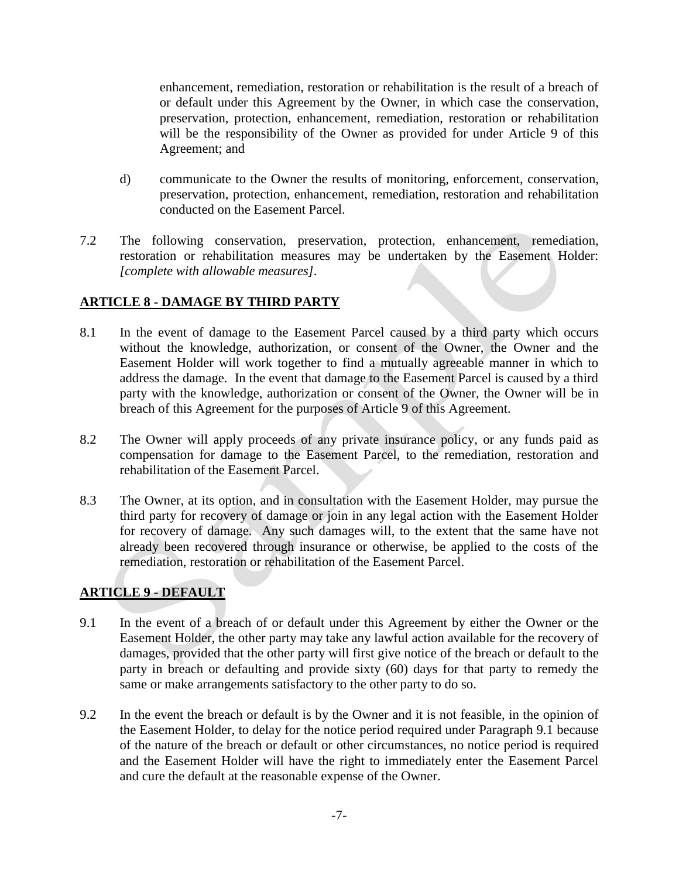enhancement, remediation, restoration or rehabilitation is the result of a breach of or default under this Agreement by the Owner, in which case the conservation, preservation, protection, enhancement, remediation, restoration or rehabilitation will be the responsibility of the Owner as provided for under Article 9 of this Agreement; and

d) communicate to the Owner the results of monitoring, enforcement, conservation, preservation, protection, enhancement, remediation, restoration and rehabilitation conducted on the Easement Parcel.

7.2 The following conservation, preservation, protection, enhancement, remediation, restoration or rehabilitation measures may be undertaken by the Easement Holder: *[complete with allowable measures]*.

## **ARTICLE 8 - DAMAGE BY THIRD PARTY**

8.1 In the event of damage to the Easement Parcel caused by a third party which occurs without the knowledge, authorization, or consent of the Owner, the Owner and the Easement Holder will work together to find a mutually agreeable manner in which to address the damage. In the event that damage to the Easement Parcel is caused by a third party with the knowledge, authorization or consent of the Owner, the Owner will be in breach of this Agreement for the purposes of Article 9 of this Agreement.

8.2 The Owner will apply proceeds of any private insurance policy, or any funds paid as compensation for damage to the Easement Parcel, to the remediation, restoration and rehabilitation of the Easement Parcel.

8.3 The Owner, at its option, and in consultation with the Easement Holder, may pursue the third party for recovery of damage or join in any legal action with the Easement Holder for recovery of damage. Any such damages will, to the extent that the same have not already been recovered through insurance or otherwise, be applied to the costs of the remediation, restoration or rehabilitation of the Easement Parcel.

## **ARTICLE 9 - DEFAULT**

9.1 In the event of a breach of or default under this Agreement by either the Owner or the Easement Holder, the other party may take any lawful action available for the recovery of damages, provided that the other party will first give notice of the breach or default to the party in breach or defaulting and provide sixty (60) days for that party to remedy the same or make arrangements satisfactory to the other party to do so.

9.2 In the event the breach or default is by the Owner and it is not feasible, in the opinion of the Easement Holder, to delay for the notice period required under Paragraph 9.1 because of the nature of the breach or default or other circumstances, no notice period is required and the Easement Holder will have the right to immediately enter the Easement Parcel and cure the default at the reasonable expense of the Owner.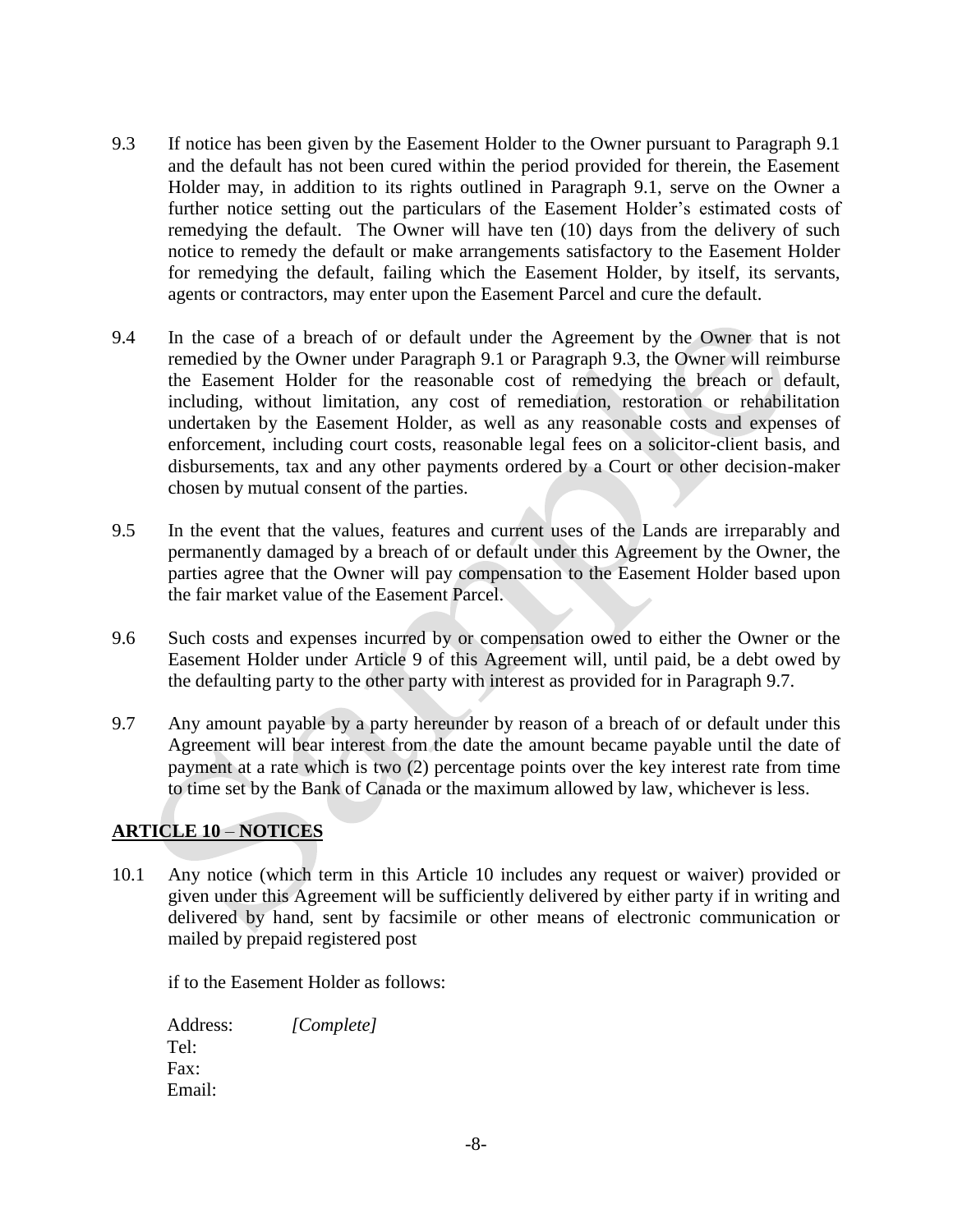9.3 If notice has been given by the Easement Holder to the Owner pursuant to Paragraph 9.1 and the default has not been cured within the period provided for therein, the Easement Holder may, in addition to its rights outlined in Paragraph 9.1, serve on the Owner a further notice setting out the particulars of the Easement Holder's estimated costs of remedying the default. The Owner will have ten (10) days from the delivery of such notice to remedy the default or make arrangements satisfactory to the Easement Holder for remedying the default, failing which the Easement Holder, by itself, its servants, agents or contractors, may enter upon the Easement Parcel and cure the default.

9.4 In the case of a breach of or default under the Agreement by the Owner that is not remedied by the Owner under Paragraph 9.1 or Paragraph 9.3, the Owner will reimburse the Easement Holder for the reasonable cost of remedying the breach or default, including, without limitation, any cost of remediation, restoration or rehabilitation undertaken by the Easement Holder, as well as any reasonable costs and expenses of enforcement, including court costs, reasonable legal fees on a solicitor-client basis, and disbursements, tax and any other payments ordered by a Court or other decision-maker chosen by mutual consent of the parties.

9.5 In the event that the values, features and current uses of the Lands are irreparably and permanently damaged by a breach of or default under this Agreement by the Owner, the parties agree that the Owner will pay compensation to the Easement Holder based upon the fair market value of the Easement Parcel.

9.6 Such costs and expenses incurred by or compensation owed to either the Owner or the Easement Holder under Article 9 of this Agreement will, until paid, be a debt owed by the defaulting party to the other party with interest as provided for in Paragraph 9.7.

9.7 Any amount payable by a party hereunder by reason of a breach of or default under this Agreement will bear interest from the date the amount became payable until the date of payment at a rate which is two (2) percentage points over the key interest rate from time to time set by the Bank of Canada or the maximum allowed by law, whichever is less.

## ARTICLE 10 – NOTICES

10.1 Any notice (which term in this Article 10 includes any request or waiver) provided or given under this Agreement will be sufficiently delivered by either party if in writing and delivered by hand, sent by facsimile or other means of electronic communication or mailed by prepaid registered post

if to the Easement Holder as follows:

Address: *[Complete]*
Tel:
Fax:
Email: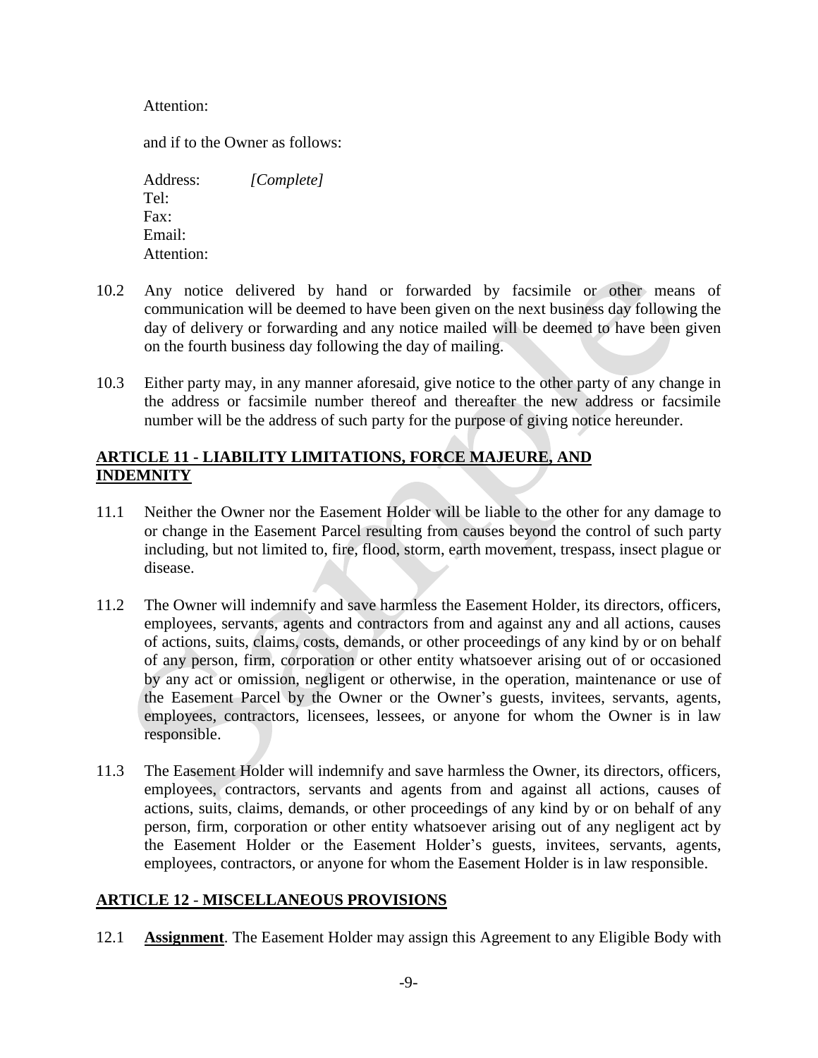Attention:

and if to the Owner as follows:

Address: *[Complete]*  
Tel:  
Fax:  
Email:  
Attention:

10.2 Any notice delivered by hand or forwarded by facsimile or other means of communication will be deemed to have been given on the next business day following the day of delivery or forwarding and any notice mailed will be deemed to have been given on the fourth business day following the day of mailing.

10.3 Either party may, in any manner aforesaid, give notice to the other party of any change in the address or facsimile number thereof and thereafter the new address or facsimile number will be the address of such party for the purpose of giving notice hereunder.

## ARTICLE 11 - LIABILITY LIMITATIONS, FORCE MAJEURE, AND INDEMNITY

11.1 Neither the Owner nor the Easement Holder will be liable to the other for any damage to or change in the Easement Parcel resulting from causes beyond the control of such party including, but not limited to, fire, flood, storm, earth movement, trespass, insect plague or disease.

11.2 The Owner will indemnify and save harmless the Easement Holder, its directors, officers, employees, servants, agents and contractors from and against any and all actions, causes of actions, suits, claims, costs, demands, or other proceedings of any kind by or on behalf of any person, firm, corporation or other entity whatsoever arising out of or occasioned by any act or omission, negligent or otherwise, in the operation, maintenance or use of the Easement Parcel by the Owner or the Owner's guests, invitees, servants, agents, employees, contractors, licensees, lessees, or anyone for whom the Owner is in law responsible.

11.3 The Easement Holder will indemnify and save harmless the Owner, its directors, officers, employees, contractors, servants and agents from and against all actions, causes of actions, suits, claims, demands, or other proceedings of any kind by or on behalf of any person, firm, corporation or other entity whatsoever arising out of any negligent act by the Easement Holder or the Easement Holder's guests, invitees, servants, agents, employees, contractors, or anyone for whom the Easement Holder is in law responsible.

## ARTICLE 12 - MISCELLANEOUS PROVISIONS

12.1 **Assignment**. The Easement Holder may assign this Agreement to any Eligible Body with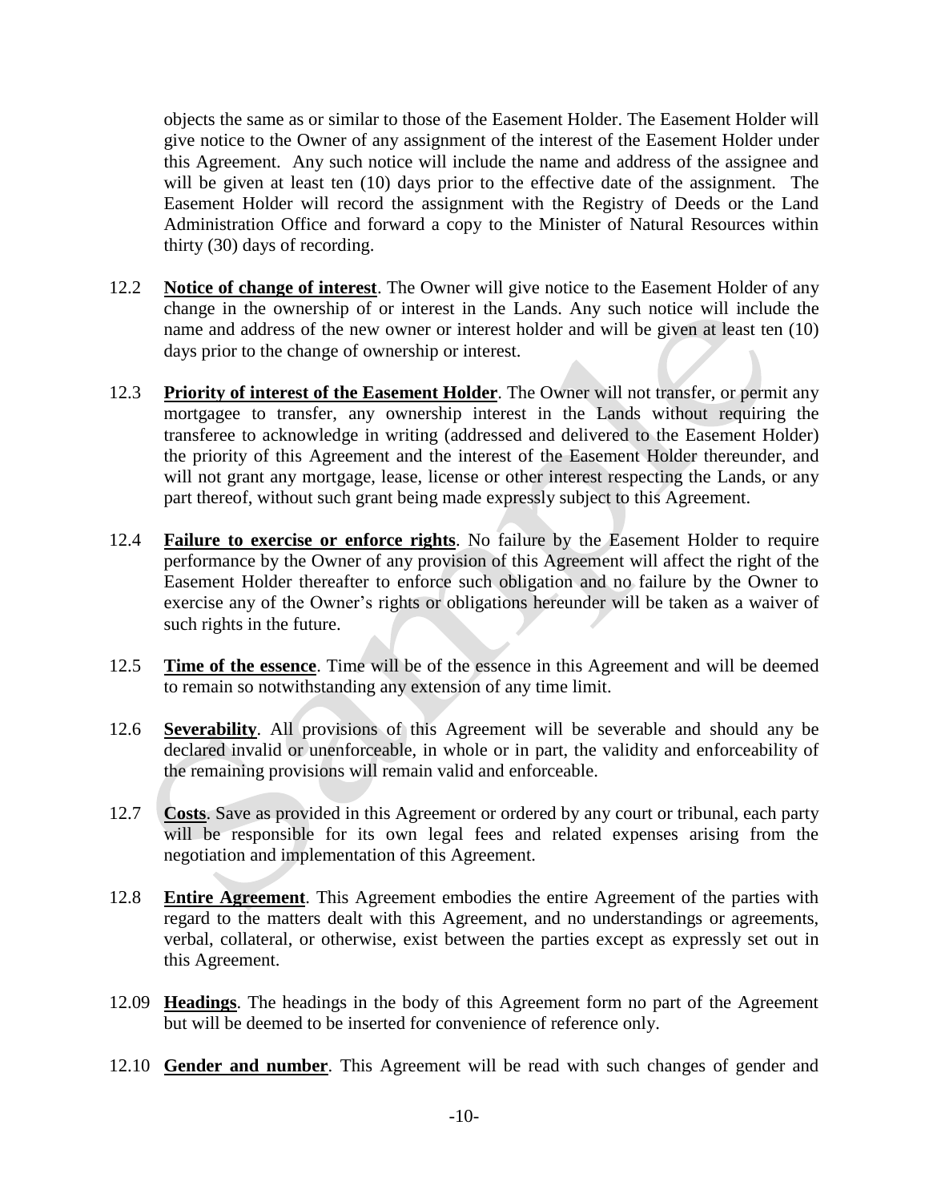objects the same as or similar to those of the Easement Holder. The Easement Holder will give notice to the Owner of any assignment of the interest of the Easement Holder under this Agreement. Any such notice will include the name and address of the assignee and will be given at least ten (10) days prior to the effective date of the assignment. The Easement Holder will record the assignment with the Registry of Deeds or the Land Administration Office and forward a copy to the Minister of Natural Resources within thirty (30) days of recording.

12.2 **Notice of change of interest**. The Owner will give notice to the Easement Holder of any change in the ownership of or interest in the Lands. Any such notice will include the name and address of the new owner or interest holder and will be given at least ten (10) days prior to the change of ownership or interest.

12.3 **Priority of interest of the Easement Holder**. The Owner will not transfer, or permit any mortgagee to transfer, any ownership interest in the Lands without requiring the transferee to acknowledge in writing (addressed and delivered to the Easement Holder) the priority of this Agreement and the interest of the Easement Holder thereunder, and will not grant any mortgage, lease, license or other interest respecting the Lands, or any part thereof, without such grant being made expressly subject to this Agreement.

12.4 **Failure to exercise or enforce rights**. No failure by the Easement Holder to require performance by the Owner of any provision of this Agreement will affect the right of the Easement Holder thereafter to enforce such obligation and no failure by the Owner to exercise any of the Owner's rights or obligations hereunder will be taken as a waiver of such rights in the future.

12.5 **Time of the essence**. Time will be of the essence in this Agreement and will be deemed to remain so notwithstanding any extension of any time limit.

12.6 **Severability**. All provisions of this Agreement will be severable and should any be declared invalid or unenforceable, in whole or in part, the validity and enforceability of the remaining provisions will remain valid and enforceable.

12.7 **Costs**. Save as provided in this Agreement or ordered by any court or tribunal, each party will be responsible for its own legal fees and related expenses arising from the negotiation and implementation of this Agreement.

12.8 **Entire Agreement**. This Agreement embodies the entire Agreement of the parties with regard to the matters dealt with this Agreement, and no understandings or agreements, verbal, collateral, or otherwise, exist between the parties except as expressly set out in this Agreement.

12.09 **Headings**. The headings in the body of this Agreement form no part of the Agreement but will be deemed to be inserted for convenience of reference only.

12.10 **Gender and number**. This Agreement will be read with such changes of gender and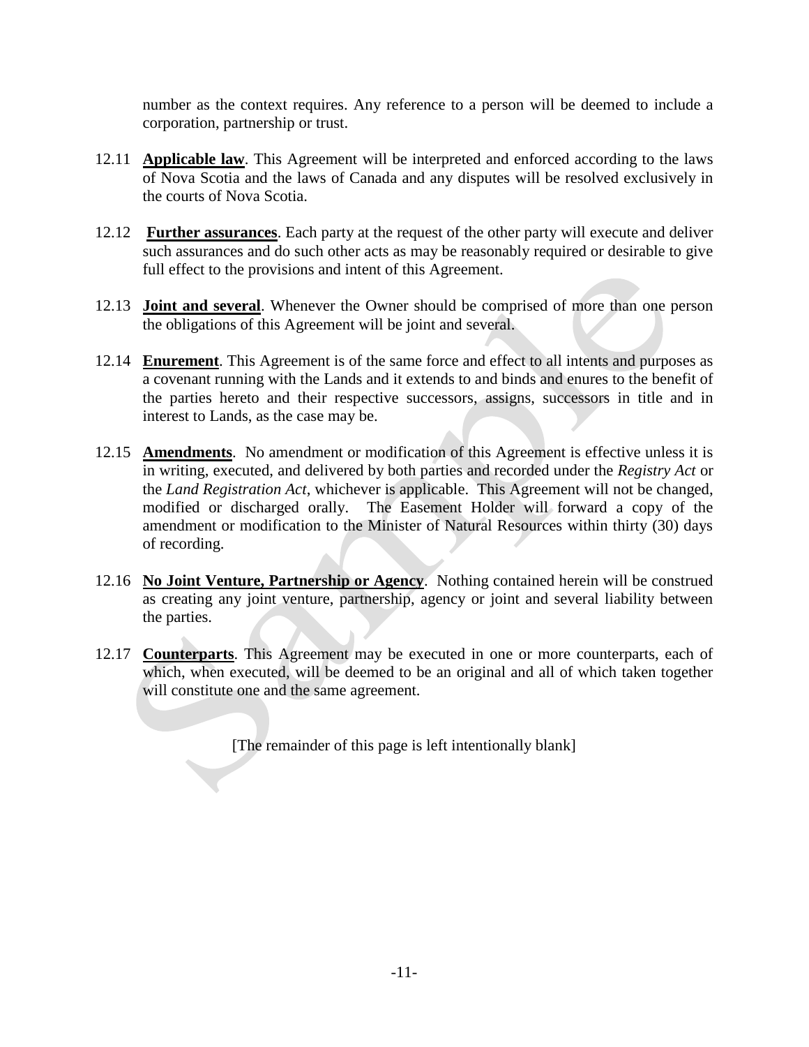number as the context requires. Any reference to a person will be deemed to include a corporation, partnership or trust.

12.11 **Applicable law**. This Agreement will be interpreted and enforced according to the laws of Nova Scotia and the laws of Canada and any disputes will be resolved exclusively in the courts of Nova Scotia.

12.12 **Further assurances**. Each party at the request of the other party will execute and deliver such assurances and do such other acts as may be reasonably required or desirable to give full effect to the provisions and intent of this Agreement.

12.13 **Joint and several**. Whenever the Owner should be comprised of more than one person the obligations of this Agreement will be joint and several.

12.14 **Enurement**. This Agreement is of the same force and effect to all intents and purposes as a covenant running with the Lands and it extends to and binds and enures to the benefit of the parties hereto and their respective successors, assigns, successors in title and in interest to Lands, as the case may be.

12.15 **Amendments**. No amendment or modification of this Agreement is effective unless it is in writing, executed, and delivered by both parties and recorded under the *Registry Act* or the *Land Registration Act*, whichever is applicable. This Agreement will not be changed, modified or discharged orally. The Easement Holder will forward a copy of the amendment or modification to the Minister of Natural Resources within thirty (30) days of recording.

12.16 **No Joint Venture, Partnership or Agency**. Nothing contained herein will be construed as creating any joint venture, partnership, agency or joint and several liability between the parties.

12.17 **Counterparts**. This Agreement may be executed in one or more counterparts, each of which, when executed, will be deemed to be an original and all of which taken together will constitute one and the same agreement.

[The remainder of this page is left intentionally blank]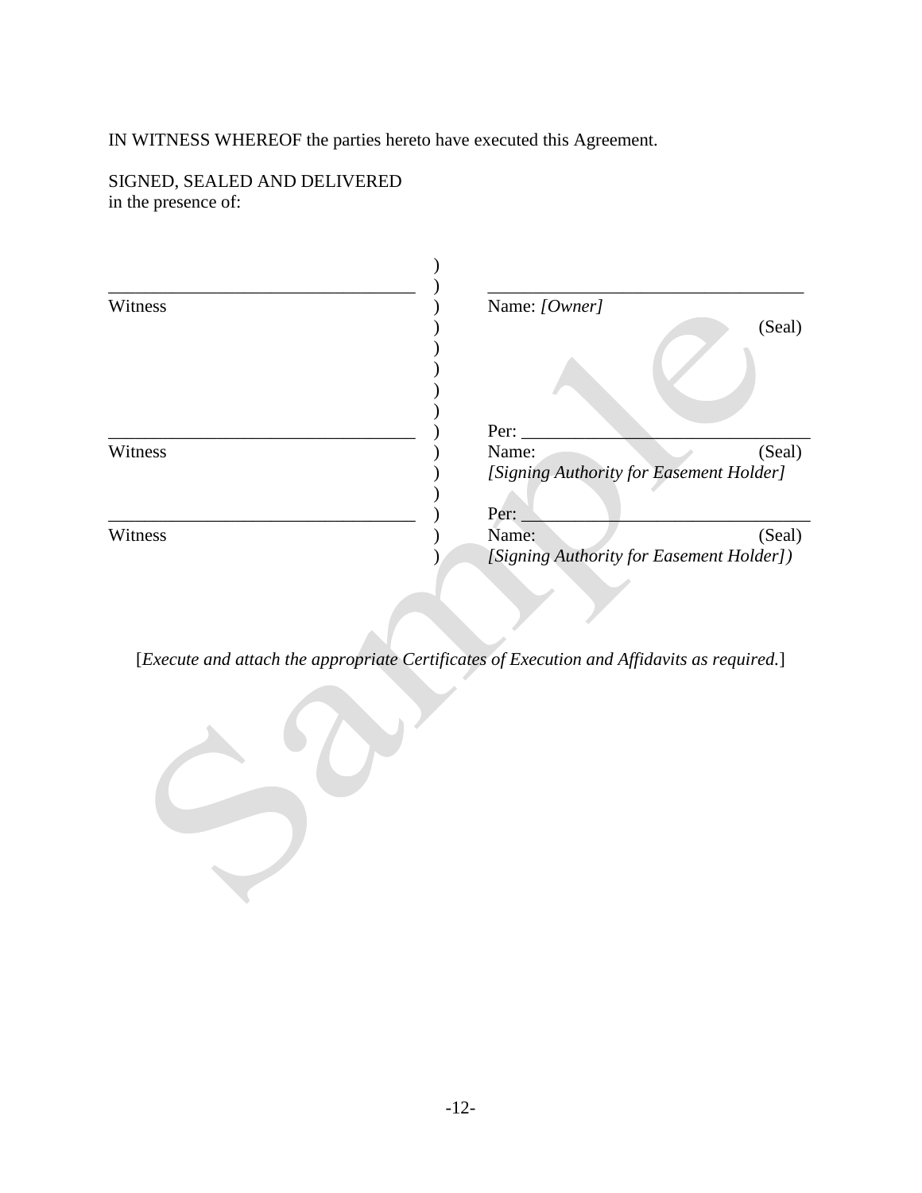IN WITNESS WHEREOF the parties hereto have executed this Agreement.

SIGNED, SEALED AND DELIVERED
in the presence of:

| | | |
|---|---|---|
| ___________________________________ | ) | ___________________________________ |
| Witness | ) | Name: *[Owner]* (Seal) |
| | ) | |
| ___________________________________ | ) | Per: ________________________________ |
| Witness | ) | Name: (Seal) |
| | ) | *[Signing Authority for Easement Holder]* |
| ___________________________________ | ) | Per: ________________________________ |
| Witness | ) | Name: (Seal) |
| | ) | *[Signing Authority for Easement Holder])* |

[*Execute and attach the appropriate Certificates of Execution and Affidavits as required.*]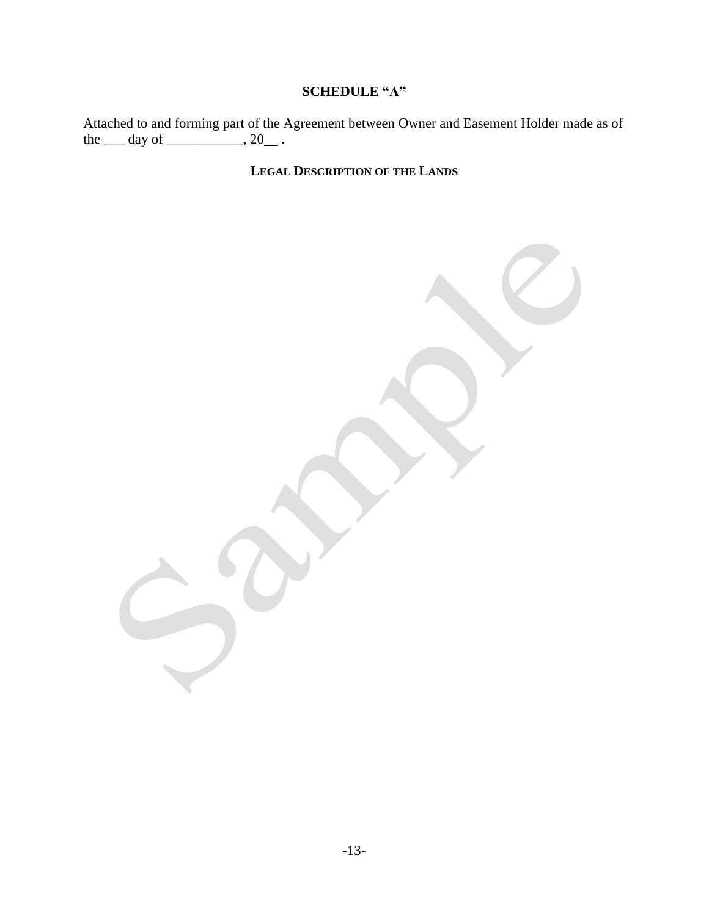## SCHEDULE "A"

Attached to and forming part of the Agreement between Owner and Easement Holder made as of the ___ day of ___________, 20__ .

### LEGAL DESCRIPTION OF THE LANDS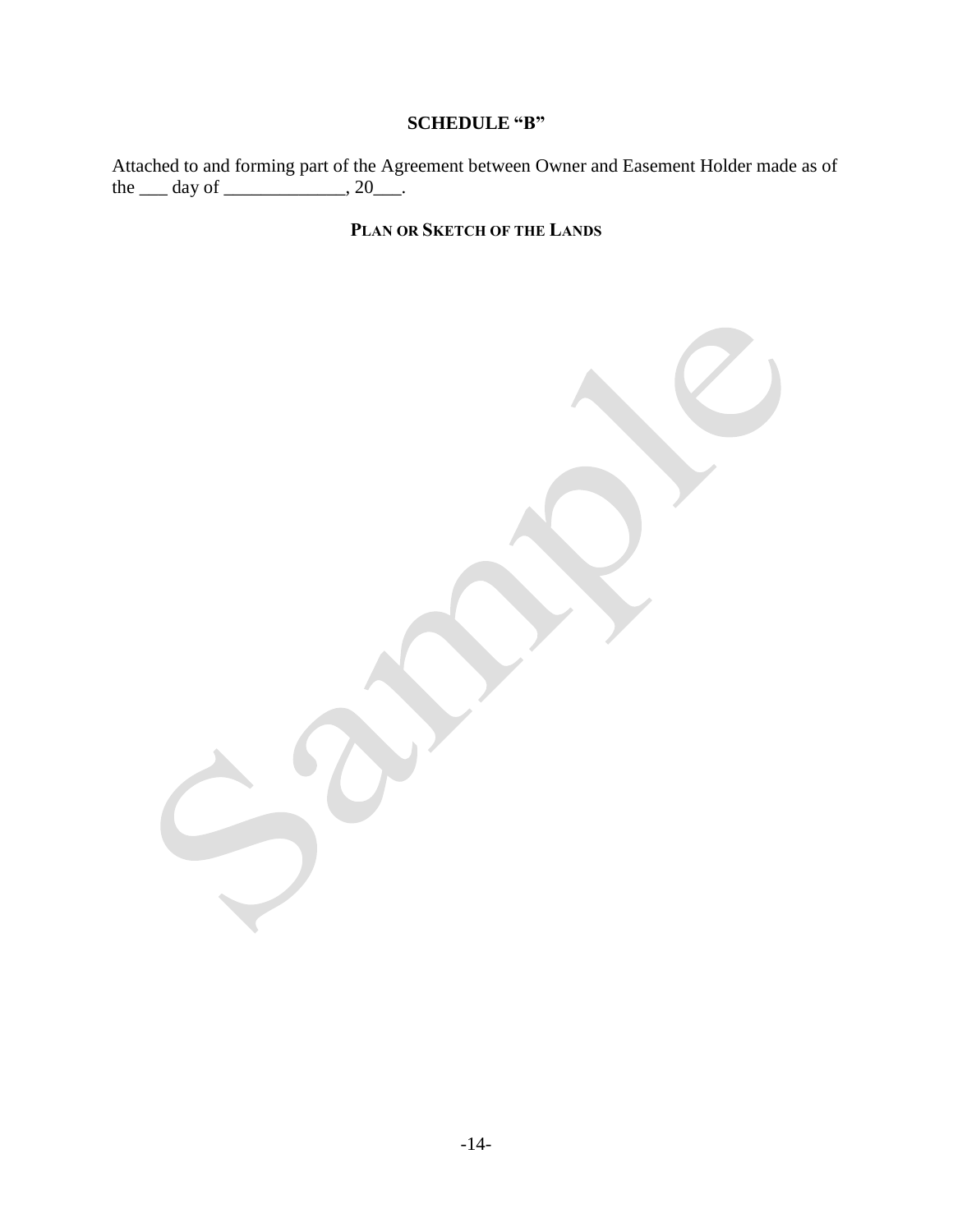# SCHEDULE "B"

Attached to and forming part of the Agreement between Owner and Easement Holder made as of the ___ day of _____________, 20___.

## PLAN OR SKETCH OF THE LANDS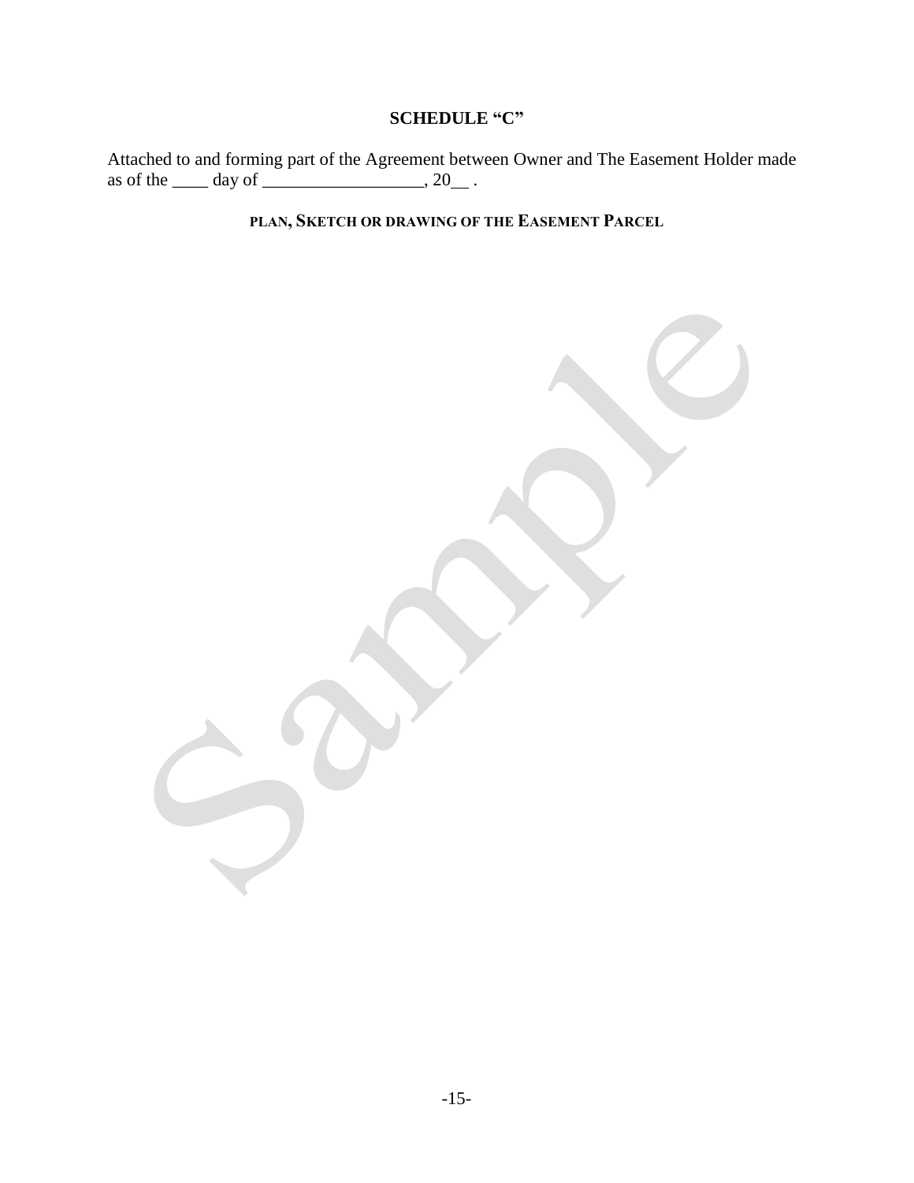# SCHEDULE "C"

Attached to and forming part of the Agreement between Owner and The Easement Holder made as of the ____ day of __________________, 20__ .

## PLAN, SKETCH OR DRAWING OF THE EASEMENT PARCEL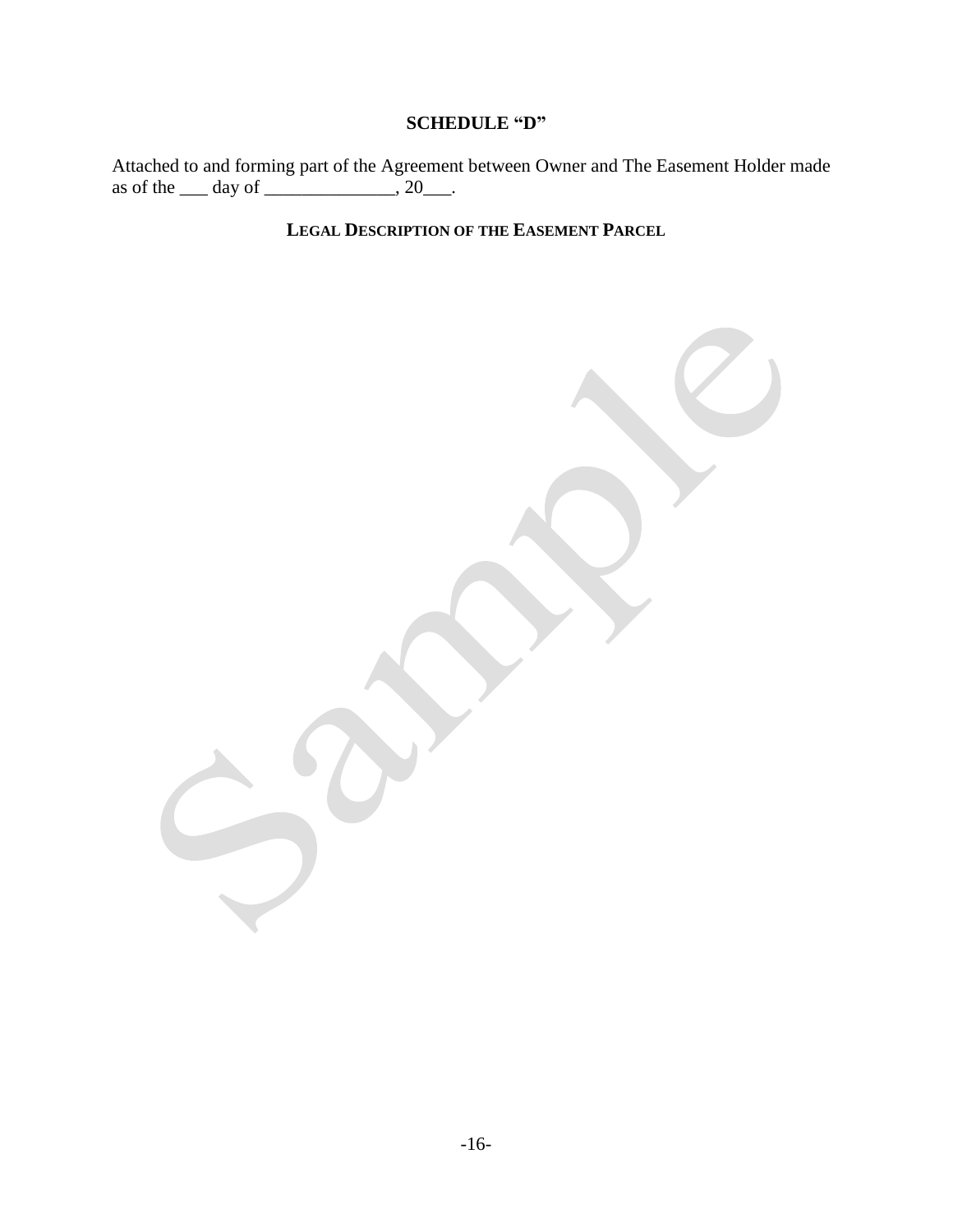# SCHEDULE "D"

Attached to and forming part of the Agreement between Owner and The Easement Holder made as of the ___ day of ______________, 20___.

## LEGAL DESCRIPTION OF THE EASEMENT PARCEL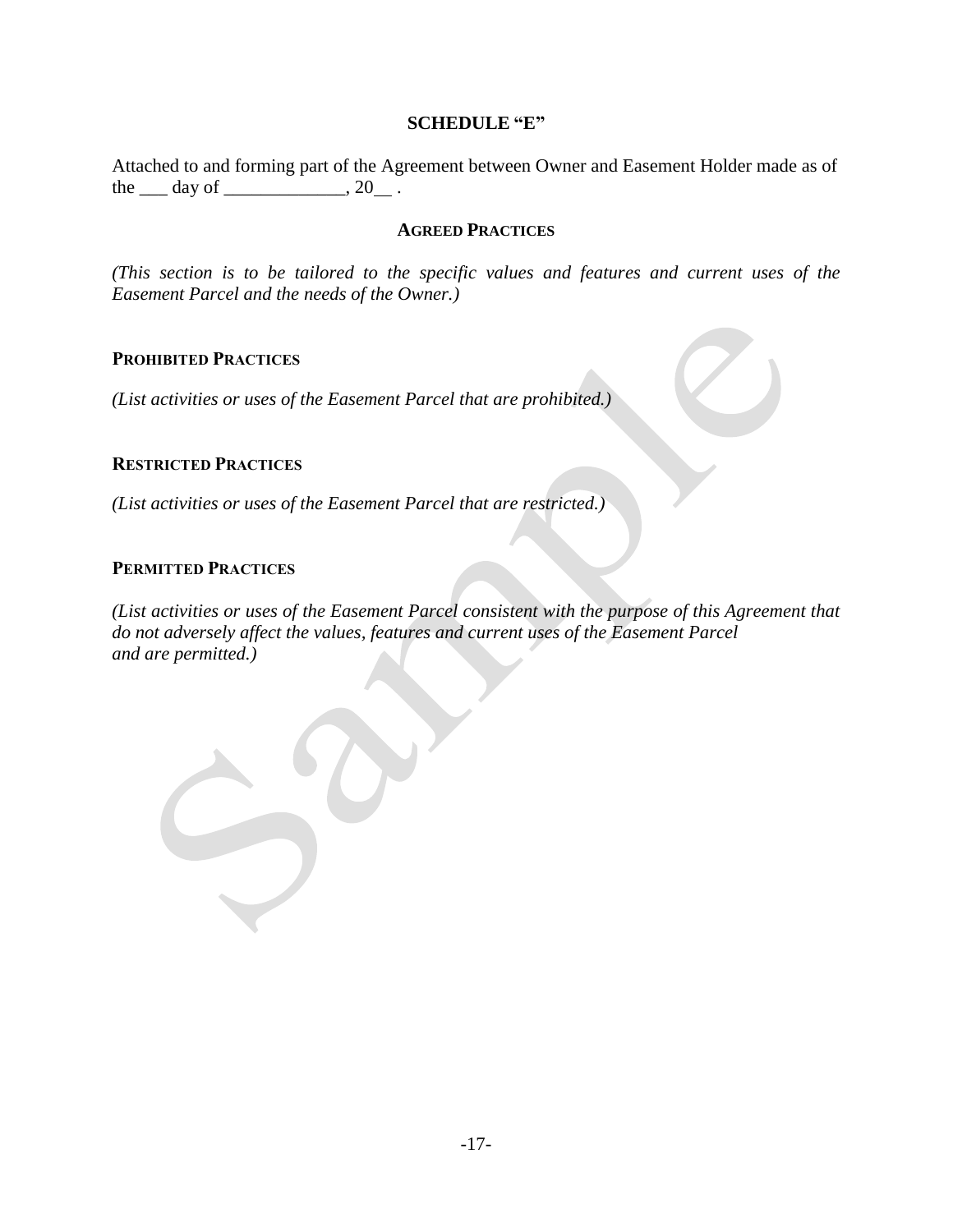# SCHEDULE "E"

Attached to and forming part of the Agreement between Owner and Easement Holder made as of the ___ day of _____________, 20__ .

## AGREED PRACTICES

*(This section is to be tailored to the specific values and features and current uses of the Easement Parcel and the needs of the Owner.)*

### PROHIBITED PRACTICES

*(List activities or uses of the Easement Parcel that are prohibited.)*

### RESTRICTED PRACTICES

*(List activities or uses of the Easement Parcel that are restricted.)*

### PERMITTED PRACTICES

*(List activities or uses of the Easement Parcel consistent with the purpose of this Agreement that do not adversely affect the values, features and current uses of the Easement Parcel and are permitted.)*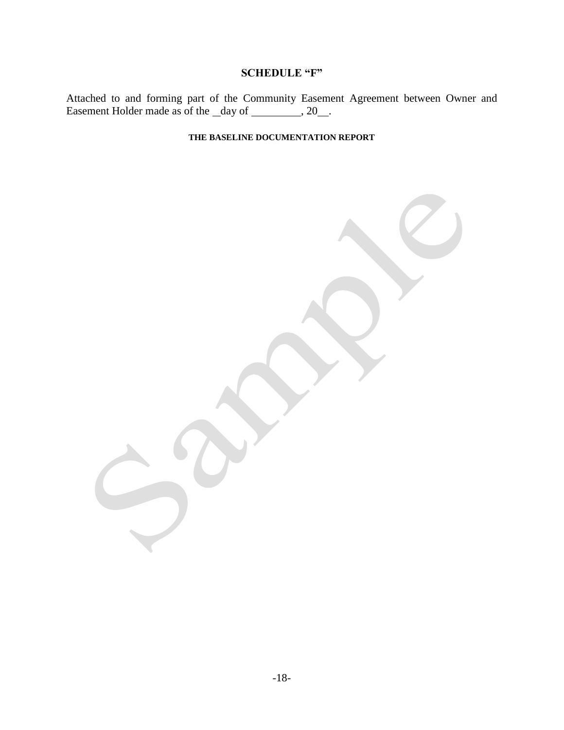# SCHEDULE "F"

Attached to and forming part of the Community Easement Agreement between Owner and Easement Holder made as of the \_\_day of \_\_\_\_\_\_\_\_\_, 20\_\_.

## THE BASELINE DOCUMENTATION REPORT

Sample